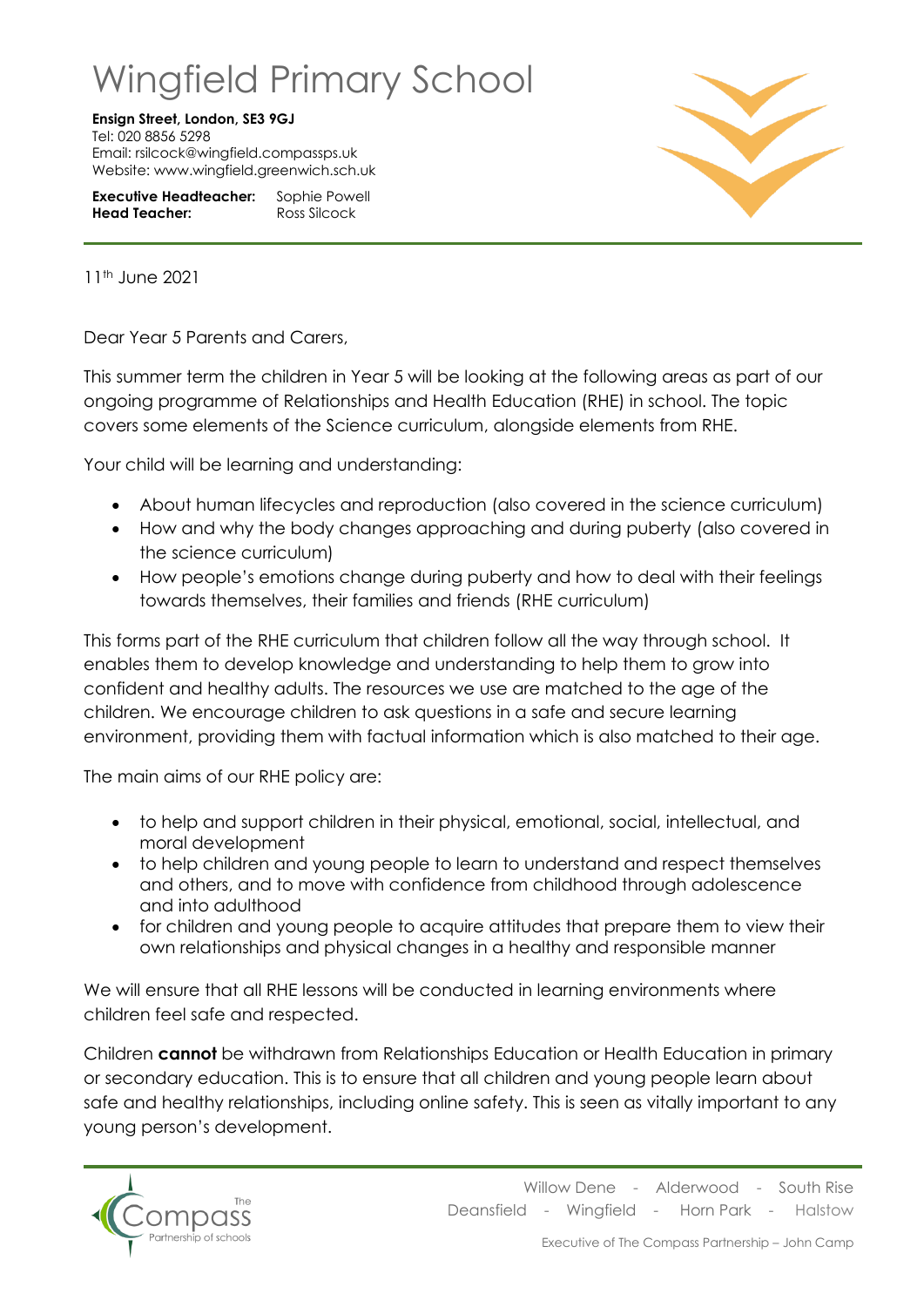// Letterhead
# Wingfield Primary School

**Ensign Street, London, SE3 9GJ**
Tel: 020 8856 5298
Email: rsilcock@wingfield.compassps.uk
Website: www.wingfield.greenwich.sch.uk

**Executive Headteacher:** Sophie Powell
**Head Teacher:** Ross Silcock

---

11th June 2021

Dear Year 5 Parents and Carers,

This summer term the children in Year 5 will be looking at the following areas as part of our ongoing programme of Relationships and Health Education (RHE) in school. The topic covers some elements of the Science curriculum, alongside elements from RHE.

Your child will be learning and understanding:

- About human lifecycles and reproduction (also covered in the science curriculum)
- How and why the body changes approaching and during puberty (also covered in the science curriculum)
- How people's emotions change during puberty and how to deal with their feelings towards themselves, their families and friends (RHE curriculum)

This forms part of the RHE curriculum that children follow all the way through school. It enables them to develop knowledge and understanding to help them to grow into confident and healthy adults. The resources we use are matched to the age of the children. We encourage children to ask questions in a safe and secure learning environment, providing them with factual information which is also matched to their age.

The main aims of our RHE policy are:

- to help and support children in their physical, emotional, social, intellectual, and moral development
- to help children and young people to learn to understand and respect themselves and others, and to move with confidence from childhood through adolescence and into adulthood
- for children and young people to acquire attitudes that prepare them to view their own relationships and physical changes in a healthy and responsible manner

We will ensure that all RHE lessons will be conducted in learning environments where children feel safe and respected.

Children **cannot** be withdrawn from Relationships Education or Health Education in primary or secondary education. This is to ensure that all children and young people learn about safe and healthy relationships, including online safety. This is seen as vitally important to any young person's development.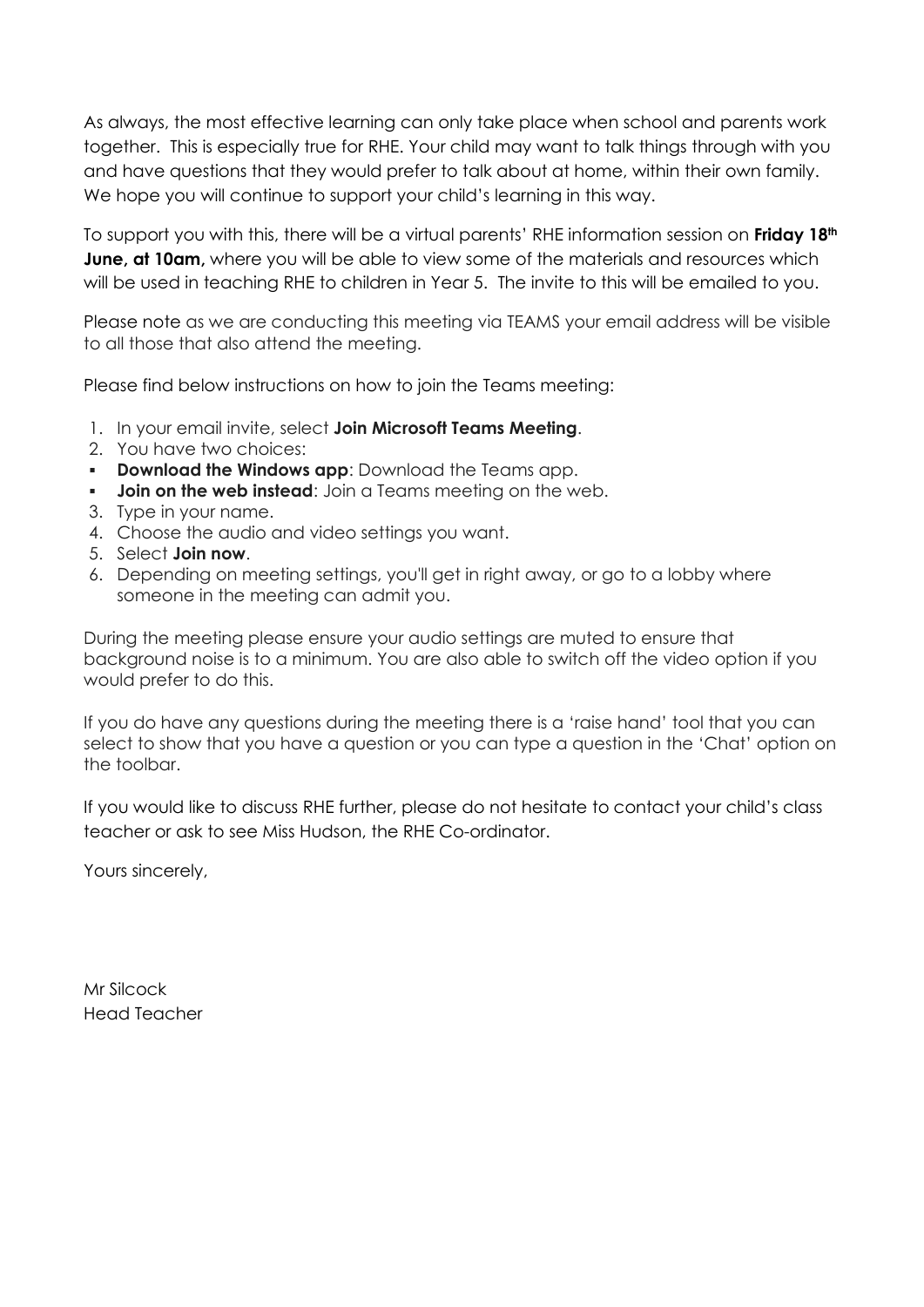As always, the most effective learning can only take place when school and parents work together. This is especially true for RHE. Your child may want to talk things through with you and have questions that they would prefer to talk about at home, within their own family. We hope you will continue to support your child's learning in this way.

To support you with this, there will be a virtual parents' RHE information session on **Friday 18th June, at 10am,** where you will be able to view some of the materials and resources which will be used in teaching RHE to children in Year 5. The invite to this will be emailed to you.

Please note as we are conducting this meeting via TEAMS your email address will be visible to all those that also attend the meeting.

Please find below instructions on how to join the Teams meeting:

1. In your email invite, select **Join Microsoft Teams Meeting**.
2. You have two choices:
   - **Download the Windows app**: Download the Teams app.
   - **Join on the web instead**: Join a Teams meeting on the web.
3. Type in your name.
4. Choose the audio and video settings you want.
5. Select **Join now**.
6. Depending on meeting settings, you'll get in right away, or go to a lobby where someone in the meeting can admit you.

During the meeting please ensure your audio settings are muted to ensure that background noise is to a minimum. You are also able to switch off the video option if you would prefer to do this.

If you do have any questions during the meeting there is a 'raise hand' tool that you can select to show that you have a question or you can type a question in the 'Chat' option on the toolbar.

If you would like to discuss RHE further, please do not hesitate to contact your child's class teacher or ask to see Miss Hudson, the RHE Co-ordinator.

Yours sincerely,

Mr Silcock
Head Teacher